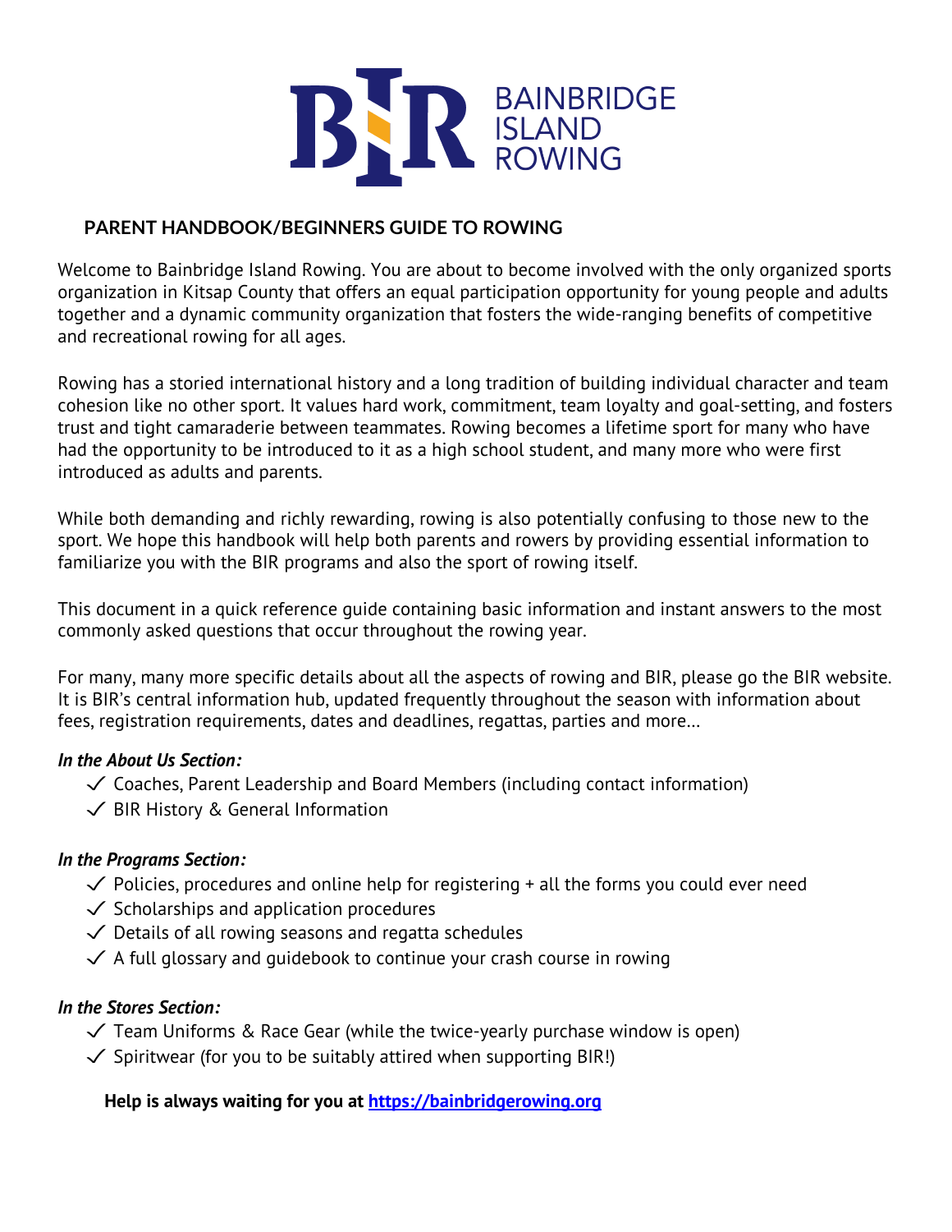BAINBRIDGE ISLAND ROWING

## PARENT HANDBOOK/BEGINNERS GUIDE TO ROWING

Welcome to Bainbridge Island Rowing. You are about to become involved with the only organized sports organization in Kitsap County that offers an equal participation opportunity for young people and adults together and a dynamic community organization that fosters the wide-ranging benefits of competitive and recreational rowing for all ages.

Rowing has a storied international history and a long tradition of building individual character and team cohesion like no other sport. It values hard work, commitment, team loyalty and goal-setting, and fosters trust and tight camaraderie between teammates. Rowing becomes a lifetime sport for many who have had the opportunity to be introduced to it as a high school student, and many more who were first introduced as adults and parents.

While both demanding and richly rewarding, rowing is also potentially confusing to those new to the sport. We hope this handbook will help both parents and rowers by providing essential information to familiarize you with the BIR programs and also the sport of rowing itself.

This document in a quick reference guide containing basic information and instant answers to the most commonly asked questions that occur throughout the rowing year.

For many, many more specific details about all the aspects of rowing and BIR, please go the BIR website. It is BIR's central information hub, updated frequently throughout the season with information about fees, registration requirements, dates and deadlines, regattas, parties and more...

***In the About Us Section:***

- ✓ Coaches, Parent Leadership and Board Members (including contact information)
- ✓ BIR History & General Information

***In the Programs Section:***

- ✓ Policies, procedures and online help for registering + all the forms you could ever need
- ✓ Scholarships and application procedures
- ✓ Details of all rowing seasons and regatta schedules
- ✓ A full glossary and guidebook to continue your crash course in rowing

***In the Stores Section:***

- ✓ Team Uniforms & Race Gear (while the twice-yearly purchase window is open)
- ✓ Spiritwear (for you to be suitably attired when supporting BIR!)

**Help is always waiting for you at [https://bainbridgerowing.org](https://bainbridgerowing.org)**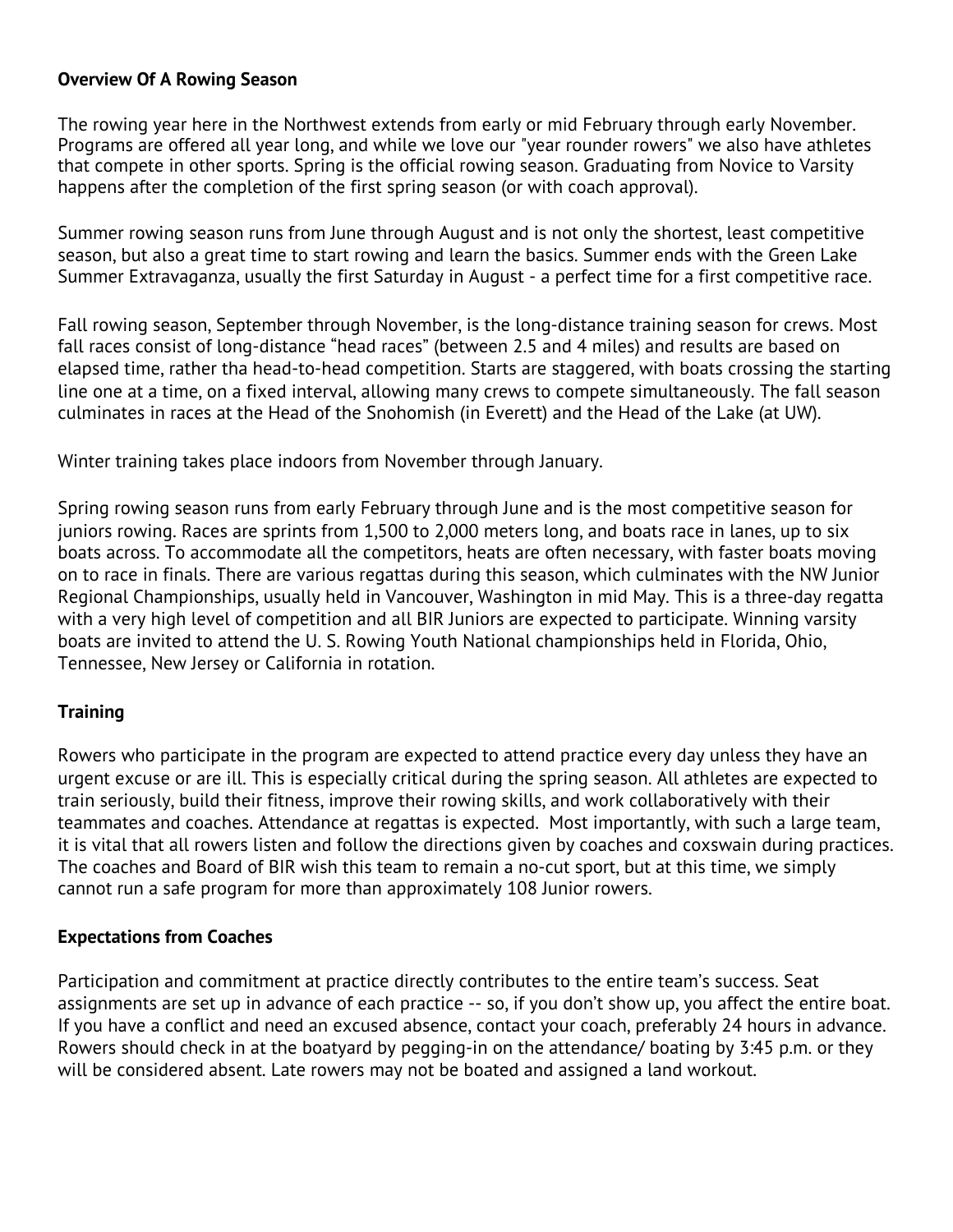**Overview Of A Rowing Season**

The rowing year here in the Northwest extends from early or mid February through early November. Programs are offered all year long, and while we love our "year rounder rowers" we also have athletes that compete in other sports. Spring is the official rowing season. Graduating from Novice to Varsity happens after the completion of the first spring season (or with coach approval).

Summer rowing season runs from June through August and is not only the shortest, least competitive season, but also a great time to start rowing and learn the basics. Summer ends with the Green Lake Summer Extravaganza, usually the first Saturday in August - a perfect time for a first competitive race.

Fall rowing season, September through November, is the long-distance training season for crews. Most fall races consist of long-distance “head races” (between 2.5 and 4 miles) and results are based on elapsed time, rather tha head-to-head competition. Starts are staggered, with boats crossing the starting line one at a time, on a fixed interval, allowing many crews to compete simultaneously. The fall season culminates in races at the Head of the Snohomish (in Everett) and the Head of the Lake (at UW).

Winter training takes place indoors from November through January.

Spring rowing season runs from early February through June and is the most competitive season for juniors rowing. Races are sprints from 1,500 to 2,000 meters long, and boats race in lanes, up to six boats across. To accommodate all the competitors, heats are often necessary, with faster boats moving on to race in finals. There are various regattas during this season, which culminates with the NW Junior Regional Championships, usually held in Vancouver, Washington in mid May. This is a three-day regatta with a very high level of competition and all BIR Juniors are expected to participate. Winning varsity boats are invited to attend the U. S. Rowing Youth National championships held in Florida, Ohio, Tennessee, New Jersey or California in rotation.

**Training**

Rowers who participate in the program are expected to attend practice every day unless they have an urgent excuse or are ill. This is especially critical during the spring season. All athletes are expected to train seriously, build their fitness, improve their rowing skills, and work collaboratively with their teammates and coaches. Attendance at regattas is expected. Most importantly, with such a large team, it is vital that all rowers listen and follow the directions given by coaches and coxswain during practices. The coaches and Board of BIR wish this team to remain a no-cut sport, but at this time, we simply cannot run a safe program for more than approximately 108 Junior rowers.

**Expectations from Coaches**

Participation and commitment at practice directly contributes to the entire team’s success. Seat assignments are set up in advance of each practice -- so, if you don’t show up, you affect the entire boat. If you have a conflict and need an excused absence, contact your coach, preferably 24 hours in advance. Rowers should check in at the boatyard by pegging-in on the attendance/ boating by 3:45 p.m. or they will be considered absent. Late rowers may not be boated and assigned a land workout.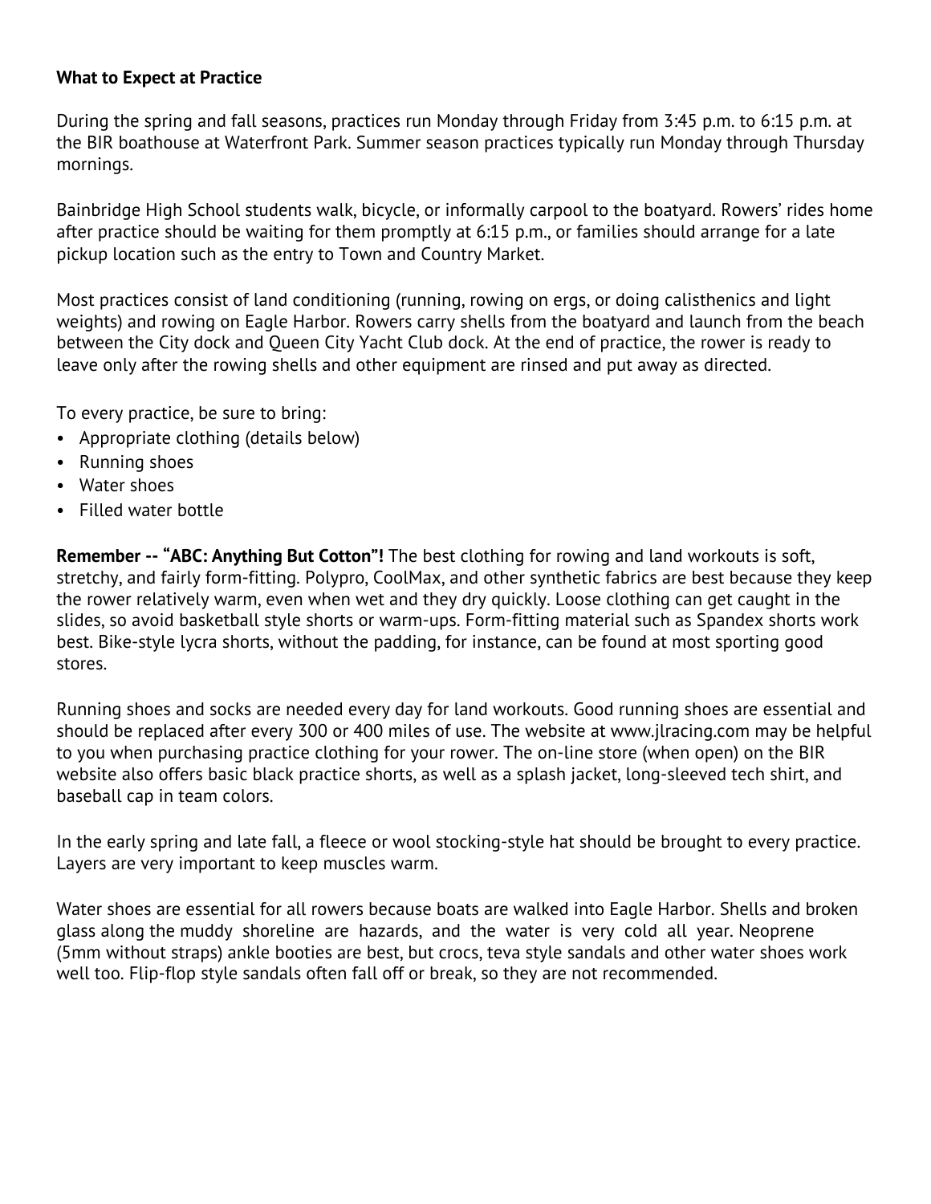**What to Expect at Practice**

During the spring and fall seasons, practices run Monday through Friday from 3:45 p.m. to 6:15 p.m. at the BIR boathouse at Waterfront Park. Summer season practices typically run Monday through Thursday mornings.

Bainbridge High School students walk, bicycle, or informally carpool to the boatyard. Rowers' rides home after practice should be waiting for them promptly at 6:15 p.m., or families should arrange for a late pickup location such as the entry to Town and Country Market.

Most practices consist of land conditioning (running, rowing on ergs, or doing calisthenics and light weights) and rowing on Eagle Harbor. Rowers carry shells from the boatyard and launch from the beach between the City dock and Queen City Yacht Club dock. At the end of practice, the rower is ready to leave only after the rowing shells and other equipment are rinsed and put away as directed.

To every practice, be sure to bring:

- Appropriate clothing (details below)
- Running shoes
- Water shoes
- Filled water bottle

**Remember -- "ABC: Anything But Cotton"!** The best clothing for rowing and land workouts is soft, stretchy, and fairly form-fitting. Polypro, CoolMax, and other synthetic fabrics are best because they keep the rower relatively warm, even when wet and they dry quickly. Loose clothing can get caught in the slides, so avoid basketball style shorts or warm-ups. Form-fitting material such as Spandex shorts work best. Bike-style lycra shorts, without the padding, for instance, can be found at most sporting good stores.

Running shoes and socks are needed every day for land workouts. Good running shoes are essential and should be replaced after every 300 or 400 miles of use. The website at www.jlracing.com may be helpful to you when purchasing practice clothing for your rower. The on-line store (when open) on the BIR website also offers basic black practice shorts, as well as a splash jacket, long-sleeved tech shirt, and baseball cap in team colors.

In the early spring and late fall, a fleece or wool stocking-style hat should be brought to every practice. Layers are very important to keep muscles warm.

Water shoes are essential for all rowers because boats are walked into Eagle Harbor. Shells and broken glass along the muddy shoreline are hazards, and the water is very cold all year. Neoprene (5mm without straps) ankle booties are best, but crocs, teva style sandals and other water shoes work well too. Flip-flop style sandals often fall off or break, so they are not recommended.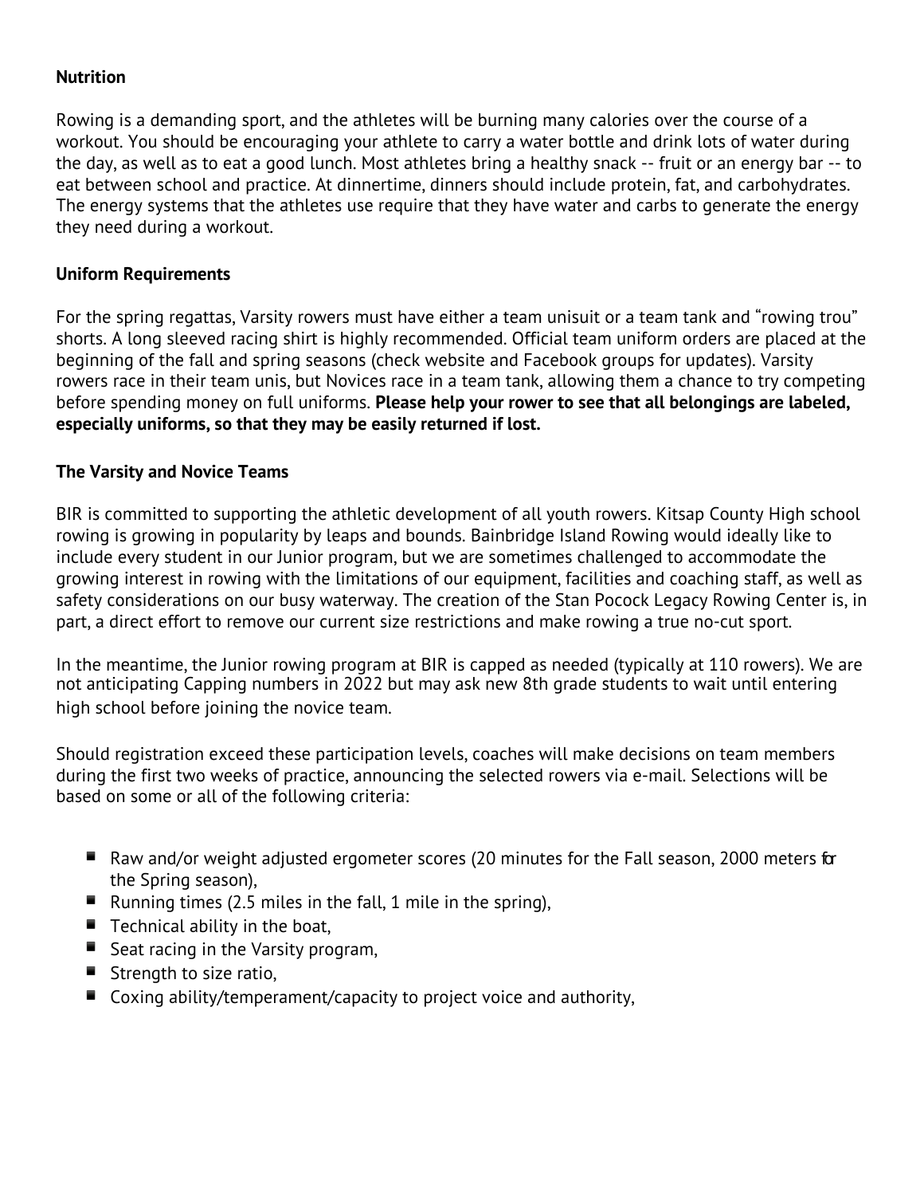**Nutrition**

Rowing is a demanding sport, and the athletes will be burning many calories over the course of a workout. You should be encouraging your athlete to carry a water bottle and drink lots of water during the day, as well as to eat a good lunch. Most athletes bring a healthy snack -- fruit or an energy bar -- to eat between school and practice. At dinnertime, dinners should include protein, fat, and carbohydrates. The energy systems that the athletes use require that they have water and carbs to generate the energy they need during a workout.

**Uniform Requirements**

For the spring regattas, Varsity rowers must have either a team unisuit or a team tank and "rowing trou" shorts. A long sleeved racing shirt is highly recommended. Official team uniform orders are placed at the beginning of the fall and spring seasons (check website and Facebook groups for updates). Varsity rowers race in their team unis, but Novices race in a team tank, allowing them a chance to try competing before spending money on full uniforms. **Please help your rower to see that all belongings are labeled, especially uniforms, so that they may be easily returned if lost.**

**The Varsity and Novice Teams**

BIR is committed to supporting the athletic development of all youth rowers. Kitsap County High school rowing is growing in popularity by leaps and bounds. Bainbridge Island Rowing would ideally like to include every student in our Junior program, but we are sometimes challenged to accommodate the growing interest in rowing with the limitations of our equipment, facilities and coaching staff, as well as safety considerations on our busy waterway. The creation of the Stan Pocock Legacy Rowing Center is, in part, a direct effort to remove our current size restrictions and make rowing a true no-cut sport.

In the meantime, the Junior rowing program at BIR is capped as needed (typically at 110 rowers). We are not anticipating Capping numbers in 2022 but may ask new 8th grade students to wait until entering high school before joining the novice team.

Should registration exceed these participation levels, coaches will make decisions on team members during the first two weeks of practice, announcing the selected rowers via e-mail. Selections will be based on some or all of the following criteria:

- Raw and/or weight adjusted ergometer scores (20 minutes for the Fall season, 2000 meters for the Spring season),
- Running times (2.5 miles in the fall, 1 mile in the spring),
- Technical ability in the boat,
- Seat racing in the Varsity program,
- Strength to size ratio,
- Coxing ability/temperament/capacity to project voice and authority,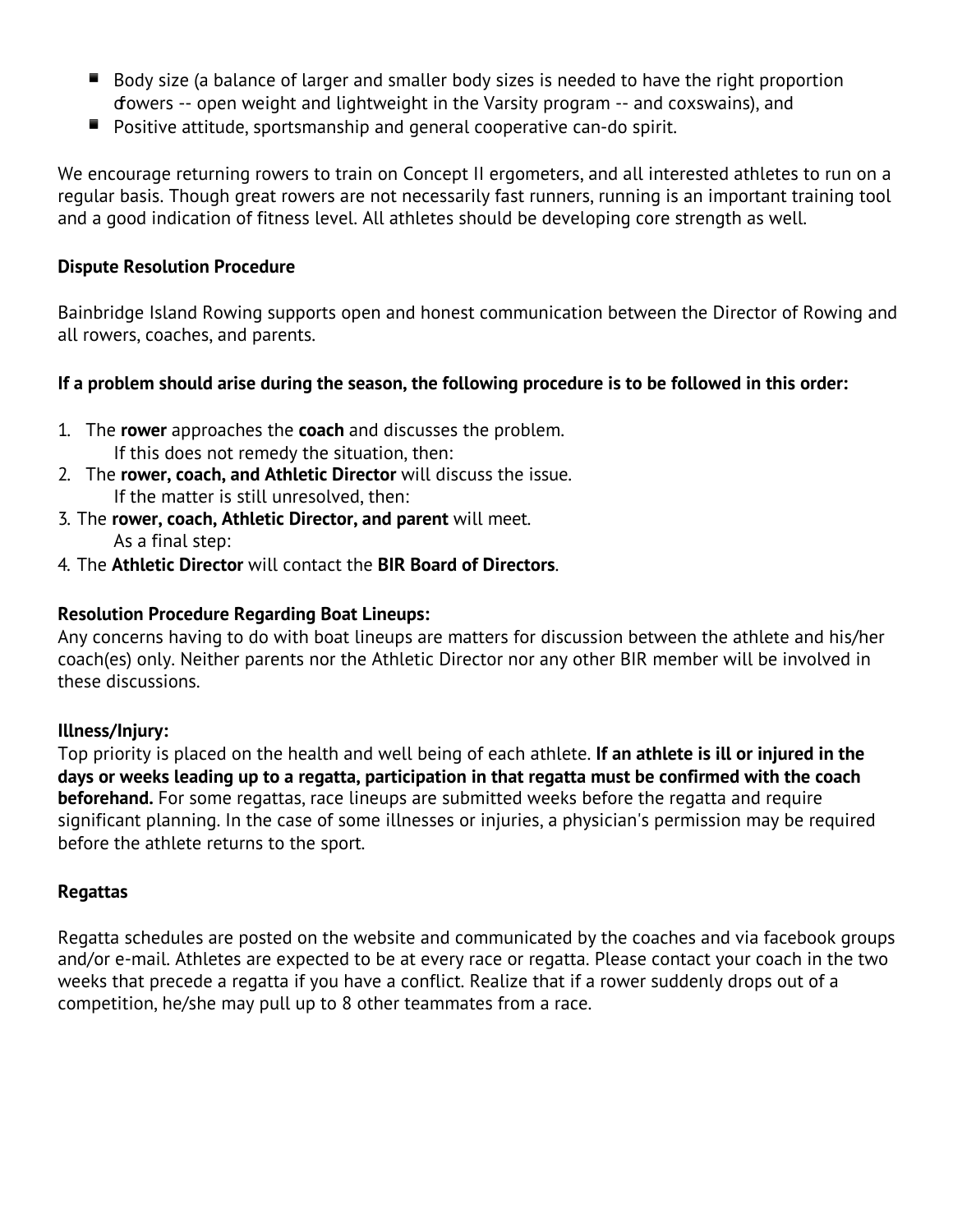- Body size (a balance of larger and smaller body sizes is needed to have the right proportion of rowers -- open weight and lightweight in the Varsity program -- and coxswains), and
- Positive attitude, sportsmanship and general cooperative can-do spirit.

We encourage returning rowers to train on Concept II ergometers, and all interested athletes to run on a regular basis. Though great rowers are not necessarily fast runners, running is an important training tool and a good indication of fitness level. All athletes should be developing core strength as well.

**Dispute Resolution Procedure**

Bainbridge Island Rowing supports open and honest communication between the Director of Rowing and all rowers, coaches, and parents.

**If a problem should arise during the season, the following procedure is to be followed in this order:**

1. The **rower** approaches the **coach** and discusses the problem.
   If this does not remedy the situation, then:
2. The **rower, coach, and Athletic Director** will discuss the issue.
   If the matter is still unresolved, then:
3. The **rower, coach, Athletic Director, and parent** will meet.
   As a final step:
4. The **Athletic Director** will contact the **BIR Board of Directors**.

**Resolution Procedure Regarding Boat Lineups:**
Any concerns having to do with boat lineups are matters for discussion between the athlete and his/her coach(es) only. Neither parents nor the Athletic Director nor any other BIR member will be involved in these discussions.

**Illness/Injury:**
Top priority is placed on the health and well being of each athlete. **If an athlete is ill or injured in the days or weeks leading up to a regatta, participation in that regatta must be confirmed with the coach beforehand.** For some regattas, race lineups are submitted weeks before the regatta and require significant planning. In the case of some illnesses or injuries, a physician's permission may be required before the athlete returns to the sport.

**Regattas**

Regatta schedules are posted on the website and communicated by the coaches and via facebook groups and/or e-mail. Athletes are expected to be at every race or regatta. Please contact your coach in the two weeks that precede a regatta if you have a conflict. Realize that if a rower suddenly drops out of a competition, he/she may pull up to 8 other teammates from a race.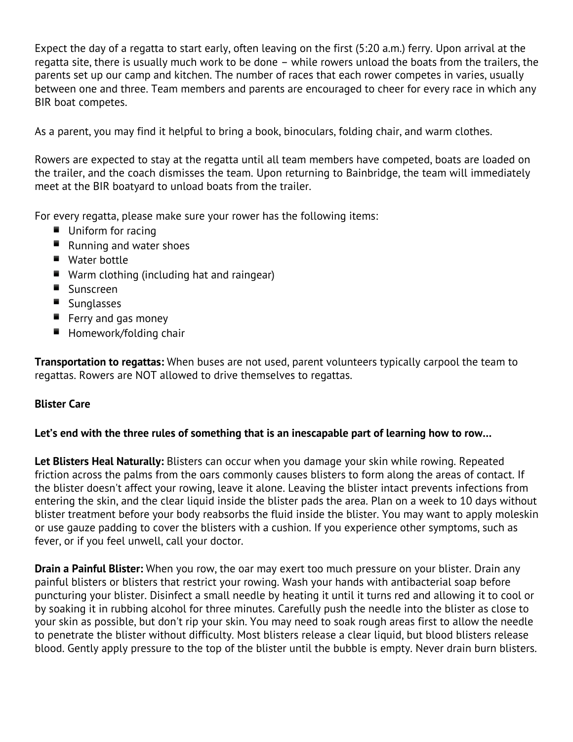Expect the day of a regatta to start early, often leaving on the first (5:20 a.m.) ferry. Upon arrival at the regatta site, there is usually much work to be done – while rowers unload the boats from the trailers, the parents set up our camp and kitchen. The number of races that each rower competes in varies, usually between one and three. Team members and parents are encouraged to cheer for every race in which any BIR boat competes.

As a parent, you may find it helpful to bring a book, binoculars, folding chair, and warm clothes.

Rowers are expected to stay at the regatta until all team members have competed, boats are loaded on the trailer, and the coach dismisses the team. Upon returning to Bainbridge, the team will immediately meet at the BIR boatyard to unload boats from the trailer.

For every regatta, please make sure your rower has the following items:

- Uniform for racing
- Running and water shoes
- Water bottle
- Warm clothing (including hat and raingear)
- Sunscreen
- Sunglasses
- Ferry and gas money
- Homework/folding chair

**Transportation to regattas:** When buses are not used, parent volunteers typically carpool the team to regattas. Rowers are NOT allowed to drive themselves to regattas.

**Blister Care**

**Let's end with the three rules of something that is an inescapable part of learning how to row...**

**Let Blisters Heal Naturally:** Blisters can occur when you damage your skin while rowing. Repeated friction across the palms from the oars commonly causes blisters to form along the areas of contact. If the blister doesn't affect your rowing, leave it alone. Leaving the blister intact prevents infections from entering the skin, and the clear liquid inside the blister pads the area. Plan on a week to 10 days without blister treatment before your body reabsorbs the fluid inside the blister. You may want to apply moleskin or use gauze padding to cover the blisters with a cushion. If you experience other symptoms, such as fever, or if you feel unwell, call your doctor.

**Drain a Painful Blister:** When you row, the oar may exert too much pressure on your blister. Drain any painful blisters or blisters that restrict your rowing. Wash your hands with antibacterial soap before puncturing your blister. Disinfect a small needle by heating it until it turns red and allowing it to cool or by soaking it in rubbing alcohol for three minutes. Carefully push the needle into the blister as close to your skin as possible, but don't rip your skin. You may need to soak rough areas first to allow the needle to penetrate the blister without difficulty. Most blisters release a clear liquid, but blood blisters release blood. Gently apply pressure to the top of the blister until the bubble is empty. Never drain burn blisters.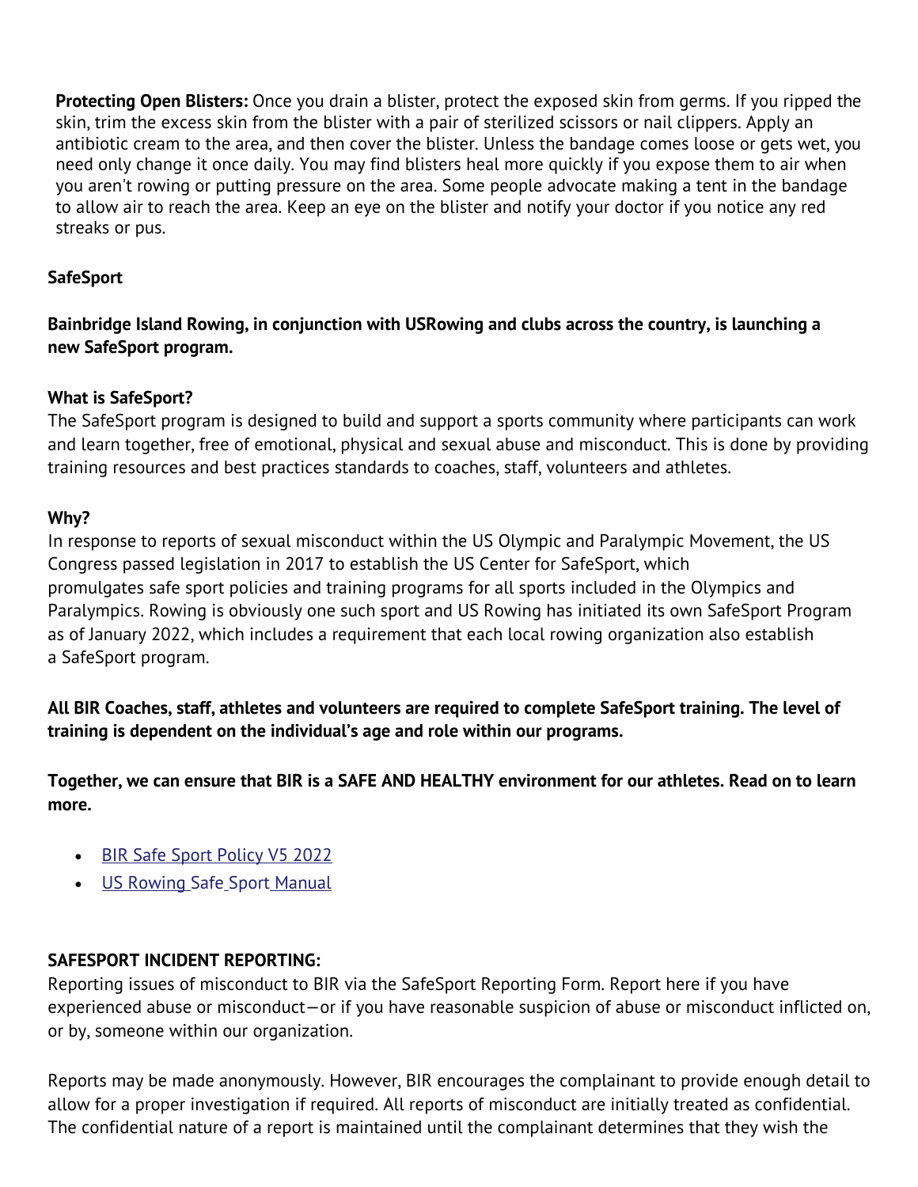**Protecting Open Blisters:** Once you drain a blister, protect the exposed skin from germs. If you ripped the skin, trim the excess skin from the blister with a pair of sterilized scissors or nail clippers. Apply an antibiotic cream to the area, and then cover the blister. Unless the bandage comes loose or gets wet, you need only change it once daily. You may find blisters heal more quickly if you expose them to air when you aren't rowing or putting pressure on the area. Some people advocate making a tent in the bandage to allow air to reach the area. Keep an eye on the blister and notify your doctor if you notice any red streaks or pus.

**SafeSport**

**Bainbridge Island Rowing, in conjunction with USRowing and clubs across the country, is launching a new SafeSport program.**

**What is SafeSport?**
The SafeSport program is designed to build and support a sports community where participants can work and learn together, free of emotional, physical and sexual abuse and misconduct. This is done by providing training resources and best practices standards to coaches, staff, volunteers and athletes.

**Why?**
In response to reports of sexual misconduct within the US Olympic and Paralympic Movement, the US Congress passed legislation in 2017 to establish the US Center for SafeSport, which promulgates safe sport policies and training programs for all sports included in the Olympics and Paralympics. Rowing is obviously one such sport and US Rowing has initiated its own SafeSport Program as of January 2022, which includes a requirement that each local rowing organization also establish a SafeSport program.

**All BIR Coaches, staff, athletes and volunteers are required to complete SafeSport training. The level of training is dependent on the individual's age and role within our programs.**

**Together, we can ensure that BIR is a SAFE AND HEALTHY environment for our athletes. Read on to learn more.**

- BIR Safe Sport Policy V5 2022
- US Rowing Safe Sport Manual

**SAFESPORT INCIDENT REPORTING:**
Reporting issues of misconduct to BIR via the SafeSport Reporting Form. Report here if you have experienced abuse or misconduct—or if you have reasonable suspicion of abuse or misconduct inflicted on, or by, someone within our organization.

Reports may be made anonymously. However, BIR encourages the complainant to provide enough detail to allow for a proper investigation if required. All reports of misconduct are initially treated as confidential. The confidential nature of a report is maintained until the complainant determines that they wish the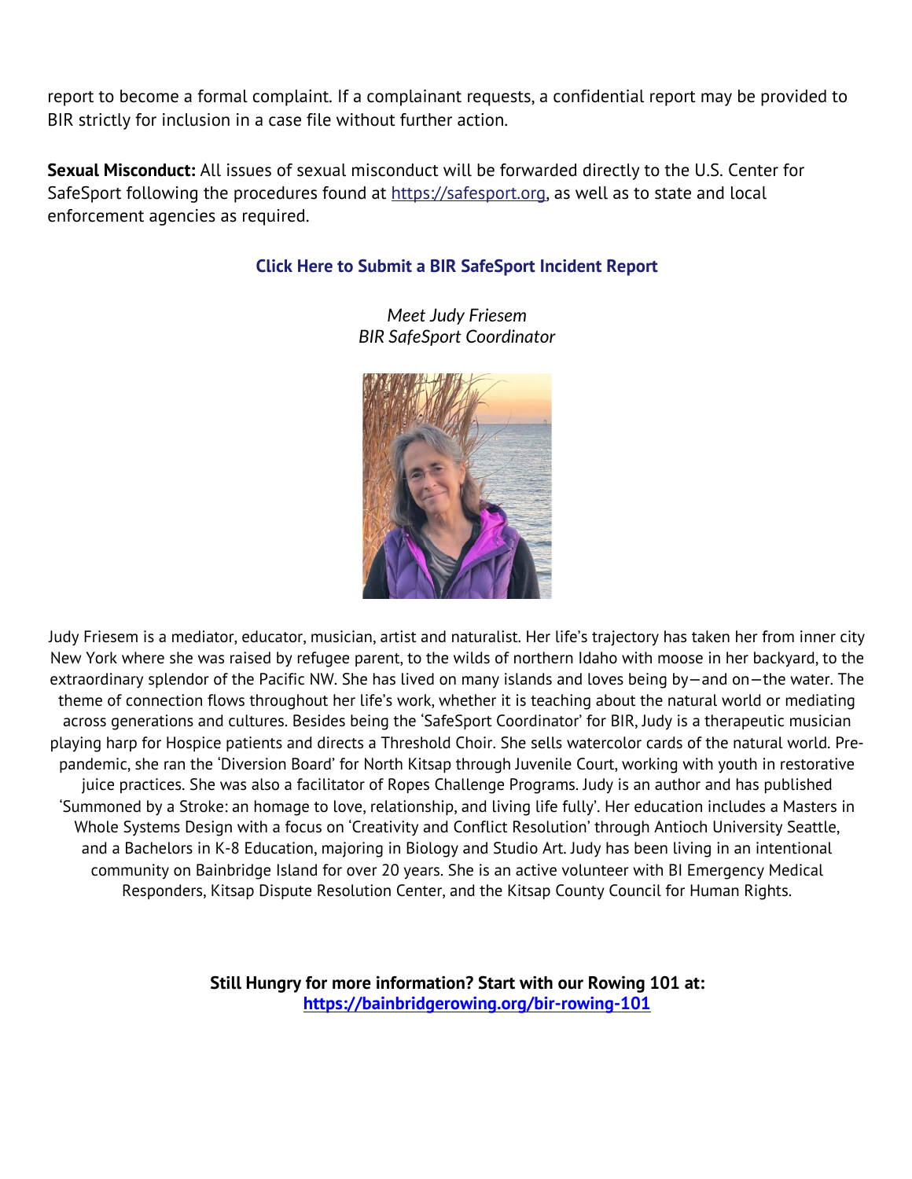report to become a formal complaint. If a complainant requests, a confidential report may be provided to BIR strictly for inclusion in a case file without further action.

**Sexual Misconduct:** All issues of sexual misconduct will be forwarded directly to the U.S. Center for SafeSport following the procedures found at https://safesport.org, as well as to state and local enforcement agencies as required.

**Click Here to Submit a BIR SafeSport Incident Report**

*Meet Judy Friesem*
*BIR SafeSport Coordinator*

Judy Friesem is a mediator, educator, musician, artist and naturalist. Her life's trajectory has taken her from inner city New York where she was raised by refugee parent, to the wilds of northern Idaho with moose in her backyard, to the extraordinary splendor of the Pacific NW. She has lived on many islands and loves being by—and on—the water. The theme of connection flows throughout her life's work, whether it is teaching about the natural world or mediating across generations and cultures. Besides being the 'SafeSport Coordinator' for BIR, Judy is a therapeutic musician playing harp for Hospice patients and directs a Threshold Choir. She sells watercolor cards of the natural world. Pre-pandemic, she ran the 'Diversion Board' for North Kitsap through Juvenile Court, working with youth in restorative juice practices. She was also a facilitator of Ropes Challenge Programs. Judy is an author and has published 'Summoned by a Stroke: an homage to love, relationship, and living life fully'. Her education includes a Masters in Whole Systems Design with a focus on 'Creativity and Conflict Resolution' through Antioch University Seattle, and a Bachelors in K-8 Education, majoring in Biology and Studio Art. Judy has been living in an intentional community on Bainbridge Island for over 20 years. She is an active volunteer with BI Emergency Medical Responders, Kitsap Dispute Resolution Center, and the Kitsap County Council for Human Rights.

**Still Hungry for more information? Start with our Rowing 101 at:**
**https://bainbridgerowing.org/bir-rowing-101**